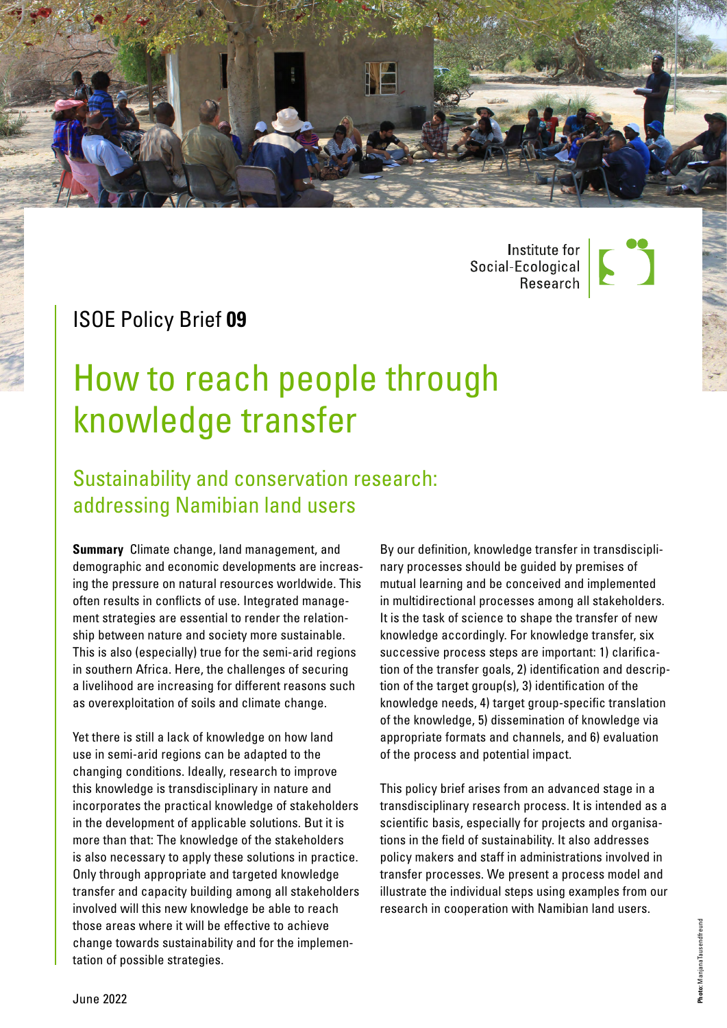Institute for Social-Ecological Research

ISOE Policy Brief **09**

# How to reach people through knowledge transfer

## Sustainability and conservation research: addressing Namibian land users

**Summary** Climate change, land management, and demographic and economic developments are increasing the pressure on natural resources worldwide. This often results in conflicts of use. Integrated management strategies are essential to render the relationship between nature and society more sustainable. This is also (especially) true for the semi-arid regions in southern Africa. Here, the challenges of securing a livelihood are increasing for different reasons such as overexploitation of soils and climate change.

Yet there is still a lack of knowledge on how land use in semi-arid regions can be adapted to the changing conditions. Ideally, research to improve this knowledge is transdisciplinary in nature and incorporates the practical knowledge of stakeholders in the development of applicable solutions. But it is more than that: The knowledge of the stakeholders is also necessary to apply these solutions in practice. Only through appropriate and targeted knowledge transfer and capacity building among all stakeholders involved will this new knowledge be able to reach those areas where it will be effective to achieve change towards sustainability and for the implementation of possible strategies.

By our definition, knowledge transfer in transdisciplinary processes should be guided by premises of mutual learning and be conceived and implemented in multidirectional processes among all stakeholders. It is the task of science to shape the transfer of new knowledge accordingly. For knowledge transfer, six successive process steps are important: 1) clarification of the transfer goals, 2) identification and description of the target group(s), 3) identification of the knowledge needs, 4) target group-specific translation of the knowledge, 5) dissemination of knowledge via appropriate formats and channels, and 6) evaluation of the process and potential impact.

This policy brief arises from an advanced stage in a transdisciplinary research process. It is intended as a scientific basis, especially for projects and organisations in the field of sustainability. It also addresses policy makers and staff in administrations involved in transfer processes. We present a process model and illustrate the individual steps using examples from our research in cooperation with Namibian land users.

June 2022

**Photo:** Manjana Tausendfreund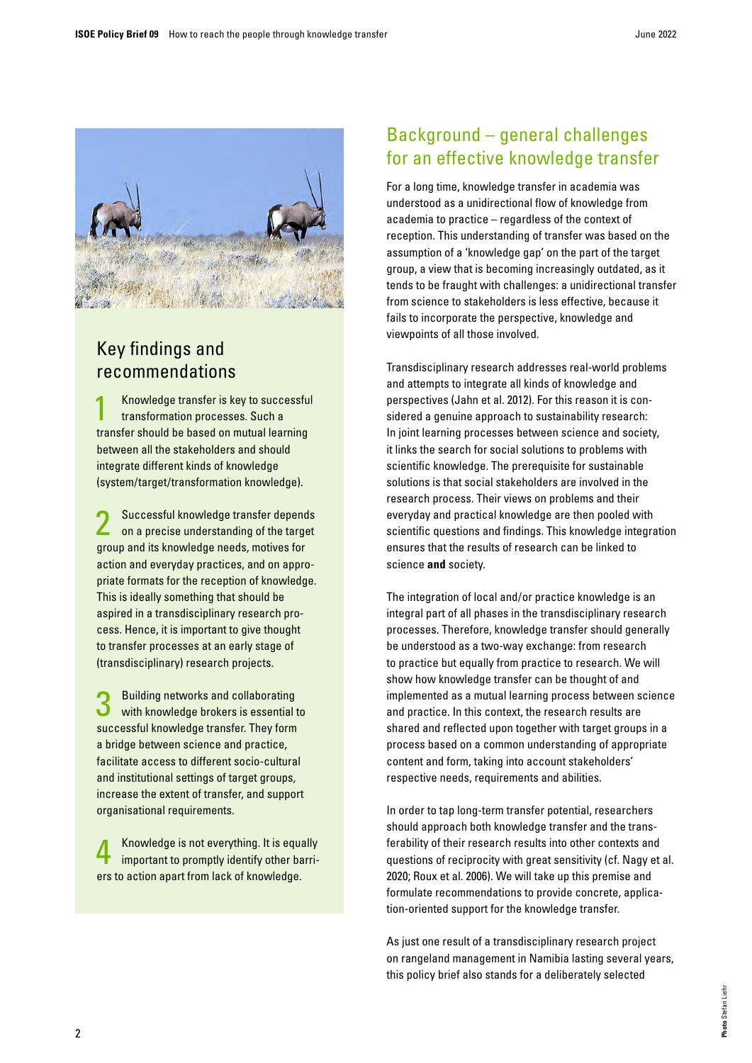## Key findings and recommendations

1. Knowledge transfer is key to successful transformation processes. Such a transfer should be based on mutual learning between all the stakeholders and should integrate different kinds of knowledge (system/target/transformation knowledge).

2. Successful knowledge transfer depends on a precise understanding of the target group and its knowledge needs, motives for action and everyday practices, and on appropriate formats for the reception of knowledge. This is ideally something that should be aspired in a transdisciplinary research process. Hence, it is important to give thought to transfer processes at an early stage of (transdisciplinary) research projects.

3. Building networks and collaborating with knowledge brokers is essential to successful knowledge transfer. They form a bridge between science and practice, facilitate access to different socio-cultural and institutional settings of target groups, increase the extent of transfer, and support organisational requirements.

4. Knowledge is not everything. It is equally important to promptly identify other barriers to action apart from lack of knowledge.

## Background – general challenges for an effective knowledge transfer

For a long time, knowledge transfer in academia was understood as a unidirectional flow of knowledge from academia to practice – regardless of the context of reception. This understanding of transfer was based on the assumption of a 'knowledge gap' on the part of the target group, a view that is becoming increasingly outdated, as it tends to be fraught with challenges: a unidirectional transfer from science to stakeholders is less effective, because it fails to incorporate the perspective, knowledge and viewpoints of all those involved.

Transdisciplinary research addresses real-world problems and attempts to integrate all kinds of knowledge and perspectives (Jahn et al. 2012). For this reason it is considered a genuine approach to sustainability research: In joint learning processes between science and society, it links the search for social solutions to problems with scientific knowledge. The prerequisite for sustainable solutions is that social stakeholders are involved in the research process. Their views on problems and their everyday and practical knowledge are then pooled with scientific questions and findings. This knowledge integration ensures that the results of research can be linked to science **and** society.

The integration of local and/or practice knowledge is an integral part of all phases in the transdisciplinary research processes. Therefore, knowledge transfer should generally be understood as a two-way exchange: from research to practice but equally from practice to research. We will show how knowledge transfer can be thought of and implemented as a mutual learning process between science and practice. In this context, the research results are shared and reflected upon together with target groups in a process based on a common understanding of appropriate content and form, taking into account stakeholders' respective needs, requirements and abilities.

In order to tap long-term transfer potential, researchers should approach both knowledge transfer and the transferability of their research results into other contexts and questions of reciprocity with great sensitivity (cf. Nagy et al. 2020; Roux et al. 2006). We will take up this premise and formulate recommendations to provide concrete, application-oriented support for the knowledge transfer.

As just one result of a transdisciplinary research project on rangeland management in Namibia lasting several years, this policy brief also stands for a deliberately selected

**Photo** Stefan Liehr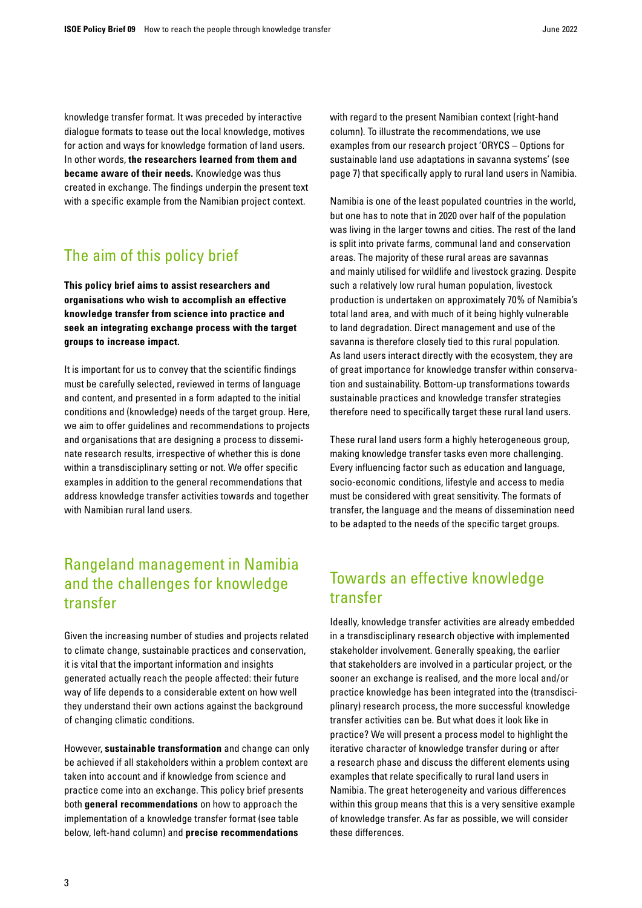knowledge transfer format. It was preceded by interactive dialogue formats to tease out the local knowledge, motives for action and ways for knowledge formation of land users. In other words, **the researchers learned from them and became aware of their needs.** Knowledge was thus created in exchange. The findings underpin the present text with a specific example from the Namibian project context.

## The aim of this policy brief

**This policy brief aims to assist researchers and organisations who wish to accomplish an effective knowledge transfer from science into practice and seek an integrating exchange process with the target groups to increase impact.**

It is important for us to convey that the scientific findings must be carefully selected, reviewed in terms of language and content, and presented in a form adapted to the initial conditions and (knowledge) needs of the target group. Here, we aim to offer guidelines and recommendations to projects and organisations that are designing a process to disseminate research results, irrespective of whether this is done within a transdisciplinary setting or not. We offer specific examples in addition to the general recommendations that address knowledge transfer activities towards and together with Namibian rural land users.

## Rangeland management in Namibia and the challenges for knowledge transfer

Given the increasing number of studies and projects related to climate change, sustainable practices and conservation, it is vital that the important information and insights generated actually reach the people affected: their future way of life depends to a considerable extent on how well they understand their own actions against the background of changing climatic conditions.

However, **sustainable transformation** and change can only be achieved if all stakeholders within a problem context are taken into account and if knowledge from science and practice come into an exchange. This policy brief presents both **general recommendations** on how to approach the implementation of a knowledge transfer format (see table below, left-hand column) and **precise recommendations** with regard to the present Namibian context (right-hand column). To illustrate the recommendations, we use examples from our research project 'ORYCS – Options for sustainable land use adaptations in savanna systems' (see page 7) that specifically apply to rural land users in Namibia.

Namibia is one of the least populated countries in the world, but one has to note that in 2020 over half of the population was living in the larger towns and cities. The rest of the land is split into private farms, communal land and conservation areas. The majority of these rural areas are savannas and mainly utilised for wildlife and livestock grazing. Despite such a relatively low rural human population, livestock production is undertaken on approximately 70% of Namibia's total land area, and with much of it being highly vulnerable to land degradation. Direct management and use of the savanna is therefore closely tied to this rural population. As land users interact directly with the ecosystem, they are of great importance for knowledge transfer within conservation and sustainability. Bottom-up transformations towards sustainable practices and knowledge transfer strategies therefore need to specifically target these rural land users.

These rural land users form a highly heterogeneous group, making knowledge transfer tasks even more challenging. Every influencing factor such as education and language, socio-economic conditions, lifestyle and access to media must be considered with great sensitivity. The formats of transfer, the language and the means of dissemination need to be adapted to the needs of the specific target groups.

## Towards an effective knowledge transfer

Ideally, knowledge transfer activities are already embedded in a transdisciplinary research objective with implemented stakeholder involvement. Generally speaking, the earlier that stakeholders are involved in a particular project, or the sooner an exchange is realised, and the more local and/or practice knowledge has been integrated into the (transdisciplinary) research process, the more successful knowledge transfer activities can be. But what does it look like in practice? We will present a process model to highlight the iterative character of knowledge transfer during or after a research phase and discuss the different elements using examples that relate specifically to rural land users in Namibia. The great heterogeneity and various differences within this group means that this is a very sensitive example of knowledge transfer. As far as possible, we will consider these differences.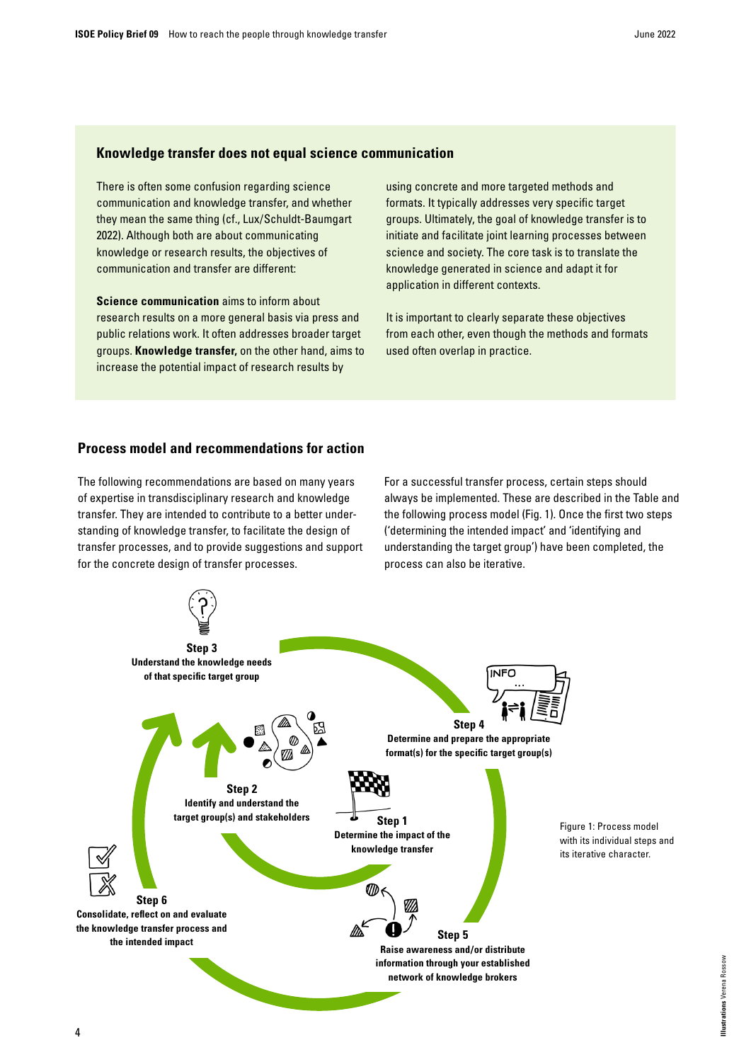## Knowledge transfer does not equal science communication

There is often some confusion regarding science communication and knowledge transfer, and whether they mean the same thing (cf., Lux/Schuldt-Baumgart 2022). Although both are about communicating knowledge or research results, the objectives of communication and transfer are different:

**Science communication** aims to inform about research results on a more general basis via press and public relations work. It often addresses broader target groups. **Knowledge transfer,** on the other hand, aims to increase the potential impact of research results by using concrete and more targeted methods and formats. It typically addresses very specific target groups. Ultimately, the goal of knowledge transfer is to initiate and facilitate joint learning processes between science and society. The core task is to translate the knowledge generated in science and adapt it for application in different contexts.

It is important to clearly separate these objectives from each other, even though the methods and formats used often overlap in practice.

## Process model and recommendations for action

The following recommendations are based on many years of expertise in transdisciplinary research and knowledge transfer. They are intended to contribute to a better understanding of knowledge transfer, to facilitate the design of transfer processes, and to provide suggestions and support for the concrete design of transfer processes.

For a successful transfer process, certain steps should always be implemented. These are described in the Table and the following process model (Fig. 1). Once the first two steps ('determining the intended impact' and 'identifying and understanding the target group') have been completed, the process can also be iterative.

**Step 1**
**Determine the impact of the knowledge transfer**

**Step 2**
**Identify and understand the target group(s) and stakeholders**

**Step 3**
**Understand the knowledge needs of that specific target group**

**Step 4**
**Determine and prepare the appropriate format(s) for the specific target group(s)**

**Step 5**
**Raise awareness and/or distribute information through your established network of knowledge brokers**

**Step 6**
**Consolidate, reflect on and evaluate the knowledge transfer process and the intended impact**

Figure 1: Process model with its individual steps and its iterative character.

**Illustrations** Verena Rossow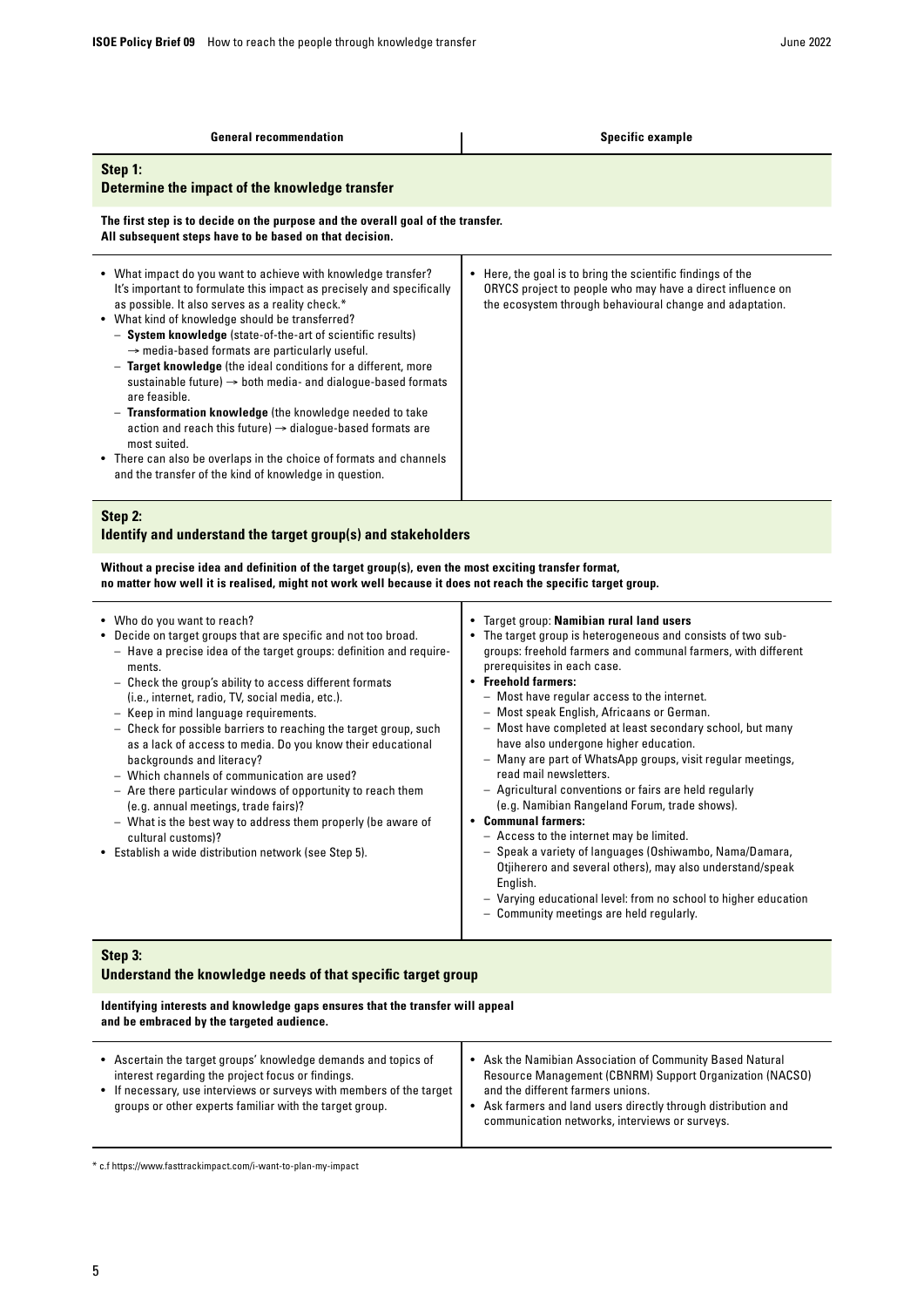| General recommendation | Specific example |
|---|---|

### Step 1: Determine the impact of the knowledge transfer

**The first step is to decide on the purpose and the overall goal of the transfer. All subsequent steps have to be based on that decision.**

| General recommendation | Specific example |
|---|---|
| • What impact do you want to achieve with knowledge transfer? It's important to formulate this impact as precisely and specifically as possible. It also serves as a reality check.*<br>• What kind of knowledge should be transferred?<br>– **System knowledge** (state-of-the-art of scientific results) → media-based formats are particularly useful.<br>– **Target knowledge** (the ideal conditions for a different, more sustainable future) → both media- and dialogue-based formats are feasible.<br>– **Transformation knowledge** (the knowledge needed to take action and reach this future) → dialogue-based formats are most suited.<br>• There can also be overlaps in the choice of formats and channels and the transfer of the kind of knowledge in question. | • Here, the goal is to bring the scientific findings of the ORYCS project to people who may have a direct influence on the ecosystem through behavioural change and adaptation. |

### Step 2: Identify and understand the target group(s) and stakeholders

**Without a precise idea and definition of the target group(s), even the most exciting transfer format, no matter how well it is realised, might not work well because it does not reach the specific target group.**

| General recommendation | Specific example |
|---|---|
| • Who do you want to reach?<br>• Decide on target groups that are specific and not too broad.<br>– Have a precise idea of the target groups: definition and requirements.<br>– Check the group's ability to access different formats (i.e., internet, radio, TV, social media, etc.).<br>– Keep in mind language requirements.<br>– Check for possible barriers to reaching the target group, such as a lack of access to media. Do you know their educational backgrounds and literacy?<br>– Which channels of communication are used?<br>– Are there particular windows of opportunity to reach them (e.g. annual meetings, trade fairs)?<br>– What is the best way to address them properly (be aware of cultural customs)?<br>• Establish a wide distribution network (see Step 5). | • Target group: **Namibian rural land users**<br>• The target group is heterogeneous and consists of two subgroups: freehold farmers and communal farmers, with different prerequisites in each case.<br>• **Freehold farmers:**<br>– Most have regular access to the internet.<br>– Most speak English, Africaans or German.<br>– Most have completed at least secondary school, but many have also undergone higher education.<br>– Many are part of WhatsApp groups, visit regular meetings, read mail newsletters.<br>– Agricultural conventions or fairs are held regularly (e.g. Namibian Rangeland Forum, trade shows).<br>• **Communal farmers:**<br>– Access to the internet may be limited.<br>– Speak a variety of languages (Oshiwambo, Nama/Damara, Otjiherero and several others), may also understand/speak English.<br>– Varying educational level: from no school to higher education<br>– Community meetings are held regularly. |

### Step 3: Understand the knowledge needs of that specific target group

**Identifying interests and knowledge gaps ensures that the transfer will appeal and be embraced by the targeted audience.**

| General recommendation | Specific example |
|---|---|
| • Ascertain the target groups' knowledge demands and topics of interest regarding the project focus or findings.<br>• If necessary, use interviews or surveys with members of the target groups or other experts familiar with the target group. | • Ask the Namibian Association of Community Based Natural Resource Management (CBNRM) Support Organization (NACSO) and the different farmers unions.<br>• Ask farmers and land users directly through distribution and communication networks, interviews or surveys. |

* c.f https://www.fasttrackimpact.com/i-want-to-plan-my-impact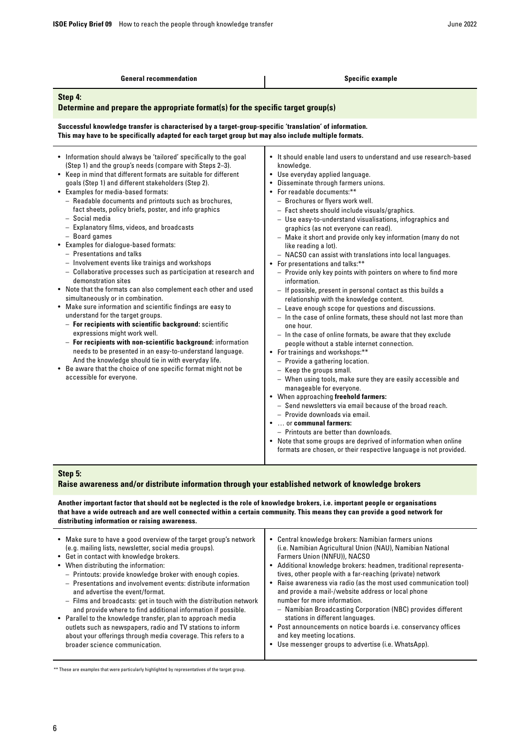| General recommendation | Specific example |
|---|---|

## Step 4:
## Determine and prepare the appropriate format(s) for the specific target group(s)

**Successful knowledge transfer is characterised by a target-group-specific 'translation' of information. This may have to be specifically adapted for each target group but may also include multiple formats.**

**General recommendation**

- Information should always be 'tailored' specifically to the goal (Step 1) and the group's needs (compare with Steps 2–3).
- Keep in mind that different formats are suitable for different goals (Step 1) and different stakeholders (Step 2).
- Examples for media-based formats:
  - Readable documents and printouts such as brochures, fact sheets, policy briefs, poster, and info graphics
  - Social media
  - Explanatory films, videos, and broadcasts
  - Board games
- Examples for dialogue-based formats:
  - Presentations and talks
  - Involvement events like trainigs and workshops
  - Collaborative processes such as participation at research and demonstration sites
- Note that the formats can also complement each other and used simultaneously or in combination.
- Make sure information and scientific findings are easy to understand for the target groups.
  - **For recipients with scientific background:** scientific expressions might work well.
  - **For recipients with non-scientific background:** information needs to be presented in an easy-to-understand language. And the knowledge should tie in with everyday life.
- Be aware that the choice of one specific format might not be accessible for everyone.

**Specific example**

- It should enable land users to understand and use research-based knowledge.
- Use everyday applied language.
- Disseminate through farmers unions.
- For readable documents:**
  - Brochures or flyers work well.
  - Fact sheets should include visuals/graphics.
  - Use easy-to-understand visualisations, infographics and graphics (as not everyone can read).
  - Make it short and provide only key information (many do not like reading a lot).
  - NACSO can assist with translations into local languages.
- For presentations and talks:**
  - Provide only key points with pointers on where to find more information.
  - If possible, present in personal contact as this builds a relationship with the knowledge content.
  - Leave enough scope for questions and discussions.
  - In the case of online formats, these should not last more than one hour.
  - In the case of online formats, be aware that they exclude people without a stable internet connection.
- For trainings and workshops:**
  - Provide a gathering location.
  - Keep the groups small.
  - When using tools, make sure they are easily accessible and manageable for everyone.
- When approaching **freehold farmers:**
  - Send newsletters via email because of the broad reach.
  - Provide downloads via email.
- … or **communal farmers:**
  - Printouts are better than downloads.
- Note that some groups are deprived of information when online formats are chosen, or their respective language is not provided.

## Step 5:
## Raise awareness and/or distribute information through your established network of knowledge brokers

**Another important factor that should not be neglected is the role of knowledge brokers, i.e. important people or organisations that have a wide outreach and are well connected within a certain community. This means they can provide a good network for distributing information or raising awareness.**

**General recommendation**

- Make sure to have a good overview of the target group's network (e.g. mailing lists, newsletter, social media groups).
- Get in contact with knowledge brokers.
- When distributing the information:
  - Printouts: provide knowledge broker with enough copies.
  - Presentations and involvement events: distribute information and advertise the event/format.
  - Films and broadcasts: get in touch with the distribution network and provide where to find additional information if possible.
- Parallel to the knowledge transfer, plan to approach media outlets such as newspapers, radio and TV stations to inform about your offerings through media coverage. This refers to a broader science communication.

**Specific example**

- Central knowledge brokers: Namibian farmers unions (i.e. Namibian Agricultural Union (NAU), Namibian National Farmers Union (NNFU)), NACSO
- Additional knowledge brokers: headmen, traditional representatives, other people with a far-reaching (private) network
- Raise awareness via radio (as the most used communication tool) and provide a mail-/website address or local phone number for more information.
  - Namibian Broadcasting Corporation (NBC) provides different stations in different languages.
- Post announcements on notice boards i.e. conservancy offices and key meeting locations.
- Use messenger groups to advertise (i.e. WhatsApp).

** These are examples that were particularly highlighted by representatives of the target group.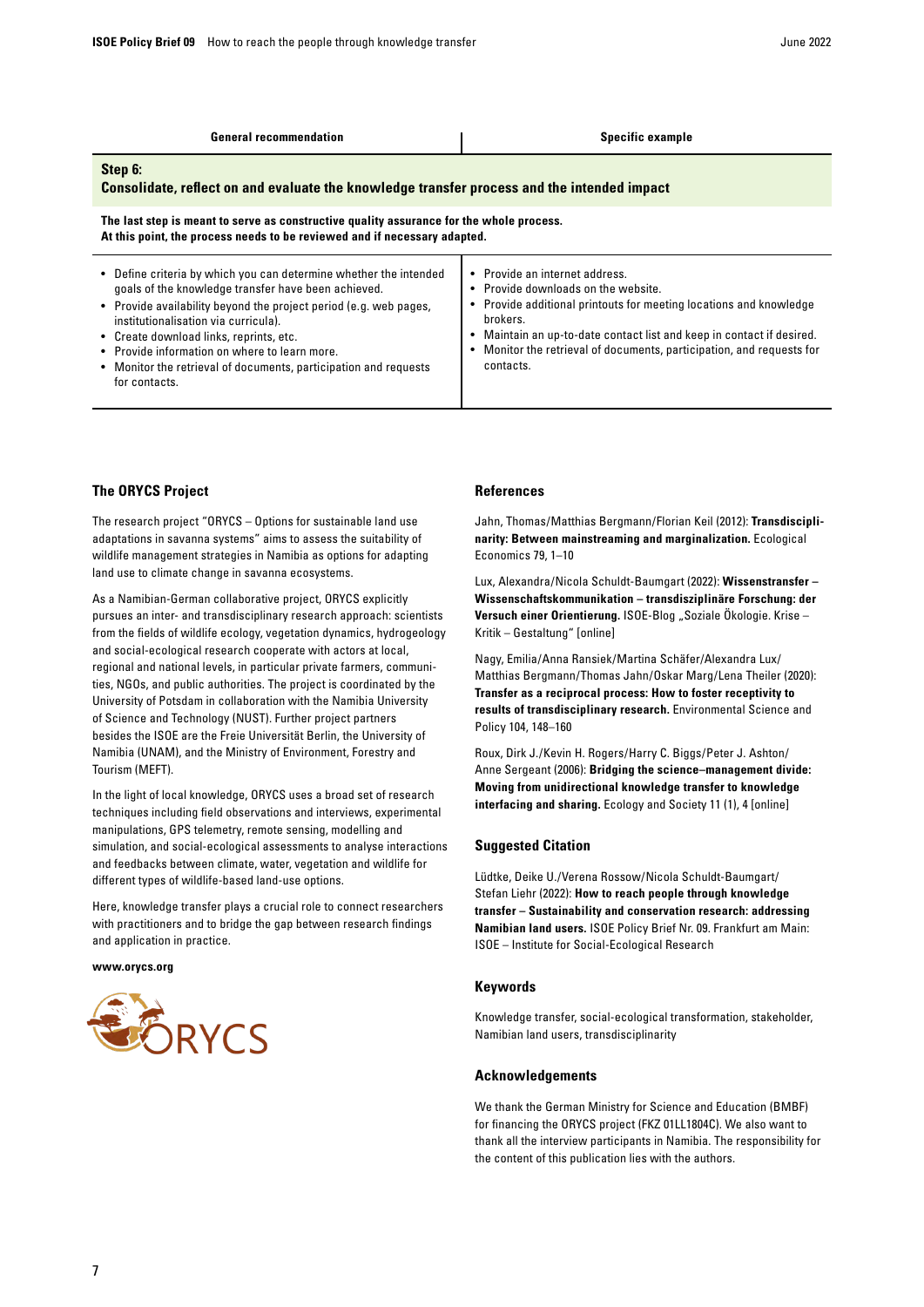| General recommendation | Specific example |
|---|---|
| **Step 6: Consolidate, reflect on and evaluate the knowledge transfer process and the intended impact** | |
| **The last step is meant to serve as constructive quality assurance for the whole process. At this point, the process needs to be reviewed and if necessary adapted.** | |
| • Define criteria by which you can determine whether the intended goals of the knowledge transfer have been achieved.<br>• Provide availability beyond the project period (e.g. web pages, institutionalisation via curricula).<br>• Create download links, reprints, etc.<br>• Provide information on where to learn more.<br>• Monitor the retrieval of documents, participation and requests for contacts. | • Provide an internet address.<br>• Provide downloads on the website.<br>• Provide additional printouts for meeting locations and knowledge brokers.<br>• Maintain an up-to-date contact list and keep in contact if desired.<br>• Monitor the retrieval of documents, participation, and requests for contacts. |

## The ORYCS Project

The research project "ORYCS – Options for sustainable land use adaptations in savanna systems" aims to assess the suitability of wildlife management strategies in Namibia as options for adapting land use to climate change in savanna ecosystems.

As a Namibian-German collaborative project, ORYCS explicitly pursues an inter- and transdisciplinary research approach: scientists from the fields of wildlife ecology, vegetation dynamics, hydrogeology and social-ecological research cooperate with actors at local, regional and national levels, in particular private farmers, communities, NGOs, and public authorities. The project is coordinated by the University of Potsdam in collaboration with the Namibia University of Science and Technology (NUST). Further project partners besides the ISOE are the Freie Universität Berlin, the University of Namibia (UNAM), and the Ministry of Environment, Forestry and Tourism (MEFT).

In the light of local knowledge, ORYCS uses a broad set of research techniques including field observations and interviews, experimental manipulations, GPS telemetry, remote sensing, modelling and simulation, and social-ecological assessments to analyse interactions and feedbacks between climate, water, vegetation and wildlife for different types of wildlife-based land-use options.

Here, knowledge transfer plays a crucial role to connect researchers with practitioners and to bridge the gap between research findings and application in practice.

**www.orycs.org**

## References

Jahn, Thomas/Matthias Bergmann/Florian Keil (2012): **Transdisciplinarity: Between mainstreaming and marginalization.** Ecological Economics 79, 1–10

Lux, Alexandra/Nicola Schuldt-Baumgart (2022): **Wissenstransfer – Wissenschaftskommunikation – transdisziplinäre Forschung: der Versuch einer Orientierung.** ISOE-Blog „Soziale Ökologie. Krise – Kritik – Gestaltung" [online]

Nagy, Emilia/Anna Ransiek/Martina Schäfer/Alexandra Lux/Matthias Bergmann/Thomas Jahn/Oskar Marg/Lena Theiler (2020): **Transfer as a reciprocal process: How to foster receptivity to results of transdisciplinary research.** Environmental Science and Policy 104, 148–160

Roux, Dirk J./Kevin H. Rogers/Harry C. Biggs/Peter J. Ashton/Anne Sergeant (2006): **Bridging the science–management divide: Moving from unidirectional knowledge transfer to knowledge interfacing and sharing.** Ecology and Society 11 (1), 4 [online]

## Suggested Citation

Lüdtke, Deike U./Verena Rossow/Nicola Schuldt-Baumgart/Stefan Liehr (2022): **How to reach people through knowledge transfer – Sustainability and conservation research: addressing Namibian land users.** ISOE Policy Brief Nr. 09. Frankfurt am Main: ISOE – Institute for Social-Ecological Research

## Keywords

Knowledge transfer, social-ecological transformation, stakeholder, Namibian land users, transdisciplinarity

## Acknowledgements

We thank the German Ministry for Science and Education (BMBF) for financing the ORYCS project (FKZ 01LL1804C). We also want to thank all the interview participants in Namibia. The responsibility for the content of this publication lies with the authors.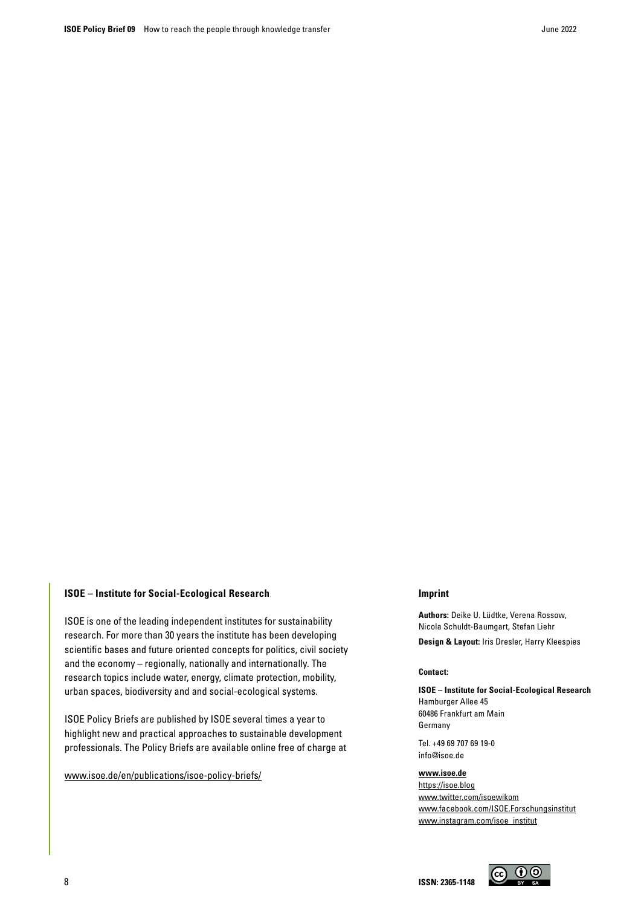## ISOE – Institute for Social-Ecological Research

ISOE is one of the leading independent institutes for sustainability research. For more than 30 years the institute has been developing scientific bases and future oriented concepts for politics, civil society and the economy – regionally, nationally and internationally. The research topics include water, energy, climate protection, mobility, urban spaces, biodiversity and and social-ecological systems.

ISOE Policy Briefs are published by ISOE several times a year to highlight new and practical approaches to sustainable development professionals. The Policy Briefs are available online free of charge at

www.isoe.de/en/publications/isoe-policy-briefs/

## Imprint

**Authors:** Deike U. Lüdtke, Verena Rossow, Nicola Schuldt-Baumgart, Stefan Liehr

**Design & Layout:** Iris Dresler, Harry Kleespies

**Contact:**

**ISOE – Institute for Social-Ecological Research**
Hamburger Allee 45
60486 Frankfurt am Main
Germany

Tel. +49 69 707 69 19-0
info@isoe.de

**www.isoe.de**
https://isoe.blog
www.twitter.com/isoewikom
www.facebook.com/ISOE.Forschungsinstitut
www.instagram.com/isoe_institut

**ISSN: 2365-1148**